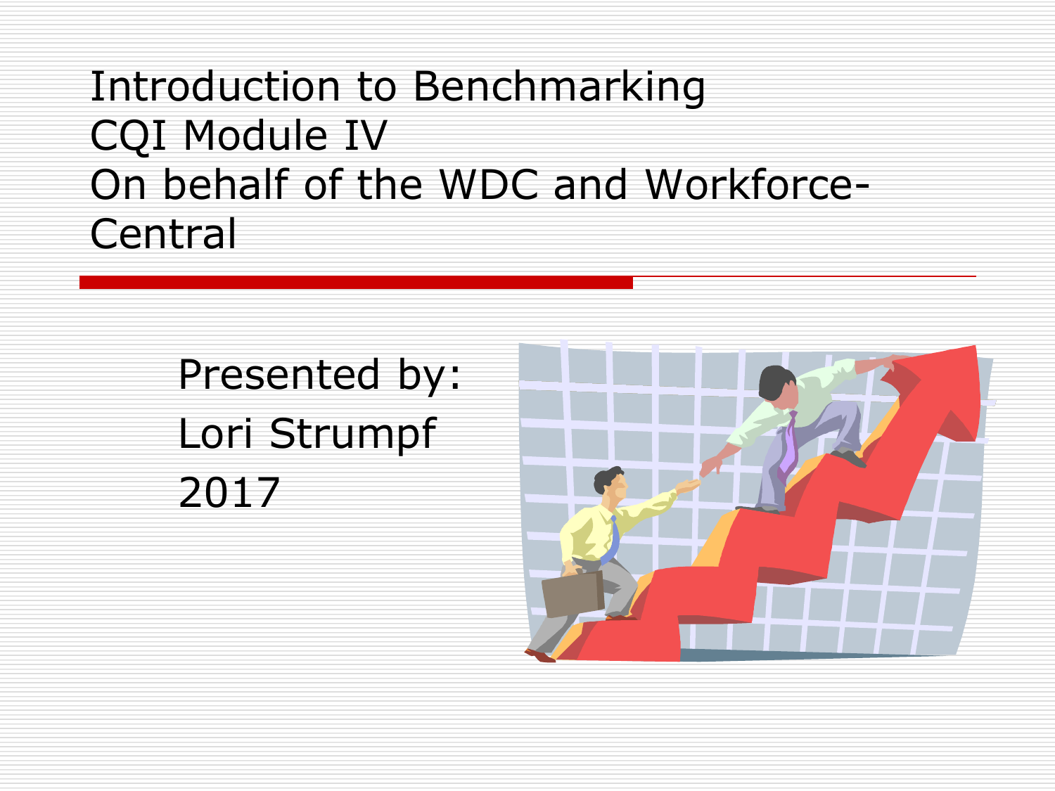# Introduction to Benchmarking
# CQI Module IV
# On behalf of the WDC and Workforce-Central

Presented by:

Lori Strumpf

2017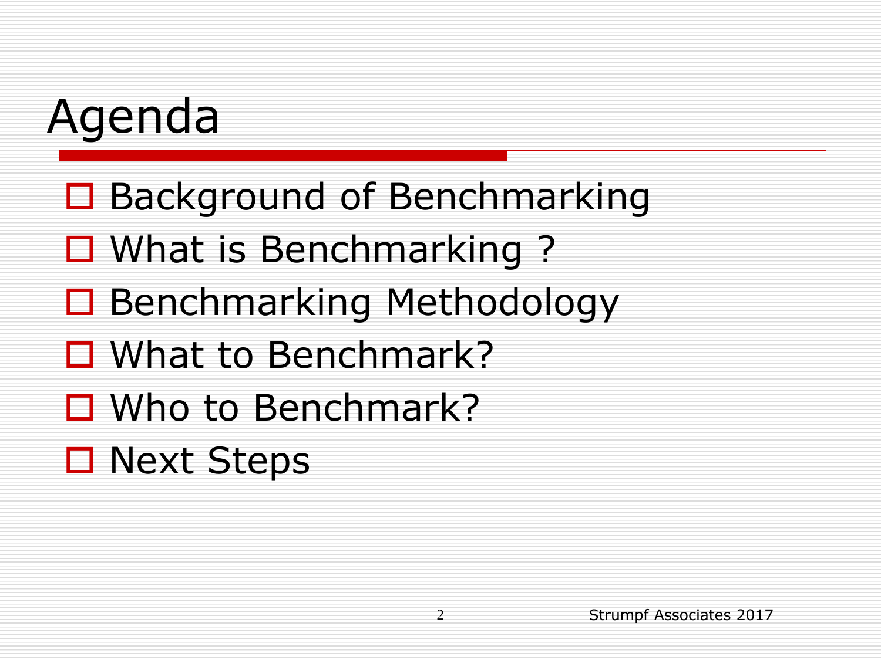# Agenda

- Background of Benchmarking
- What is Benchmarking ?
- Benchmarking Methodology
- What to Benchmark?
- Who to Benchmark?
- Next Steps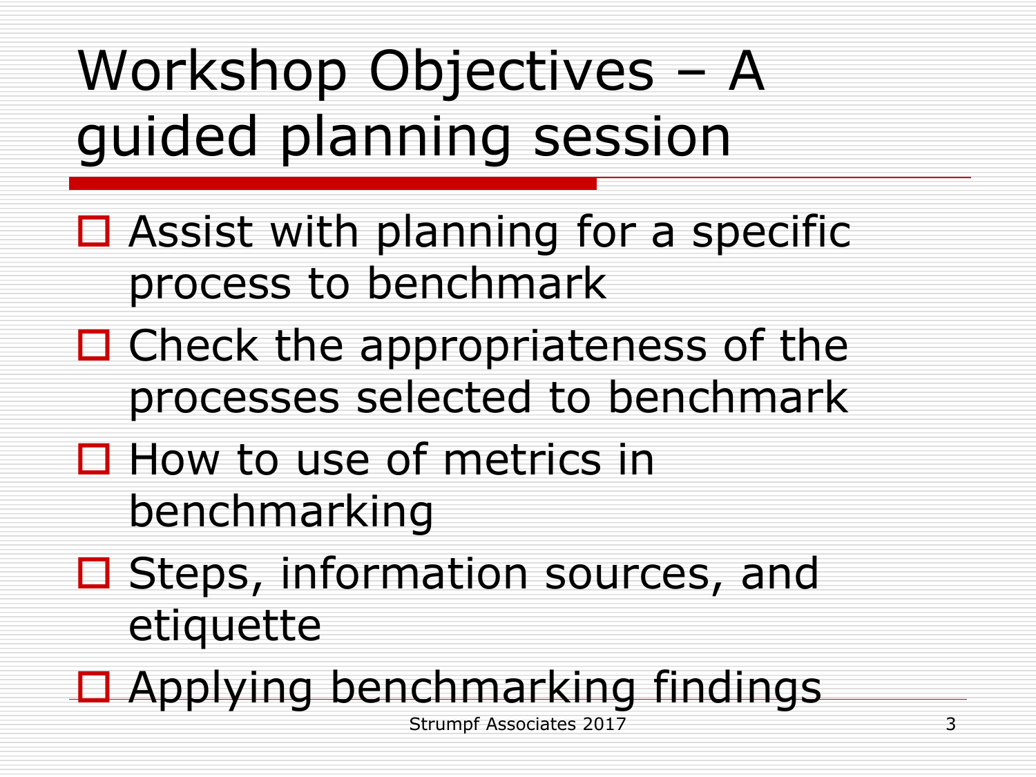# Workshop Objectives – A guided planning session

- Assist with planning for a specific process to benchmark
- Check the appropriateness of the processes selected to benchmark
- How to use of metrics in benchmarking
- Steps, information sources, and etiquette
- Applying benchmarking findings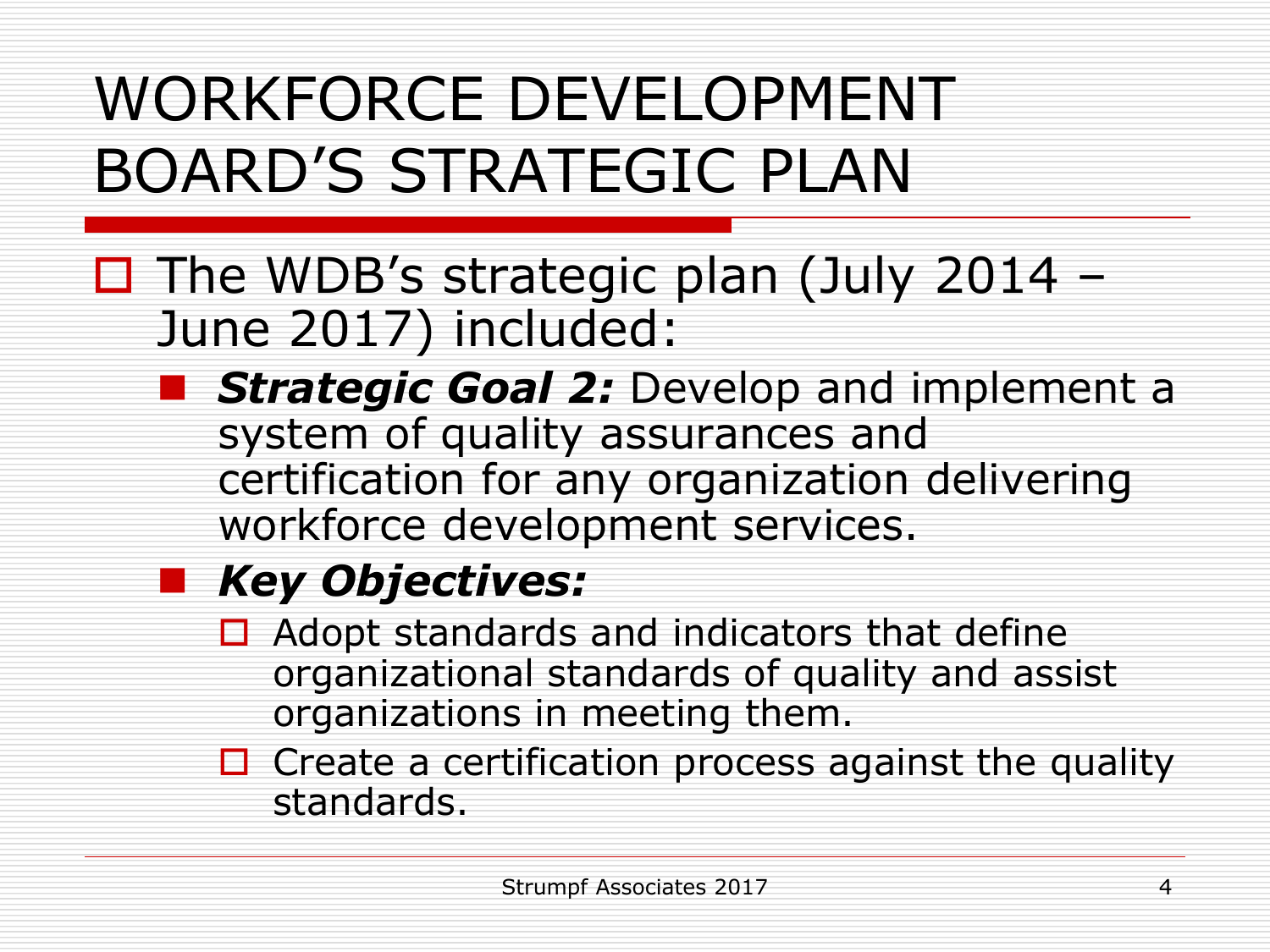# WORKFORCE DEVELOPMENT BOARD'S STRATEGIC PLAN

- The WDB's strategic plan (July 2014 – June 2017) included:
  - ***Strategic Goal 2:*** Develop and implement a system of quality assurances and certification for any organization delivering workforce development services.
  - ***Key Objectives:***
    - Adopt standards and indicators that define organizational standards of quality and assist organizations in meeting them.
    - Create a certification process against the quality standards.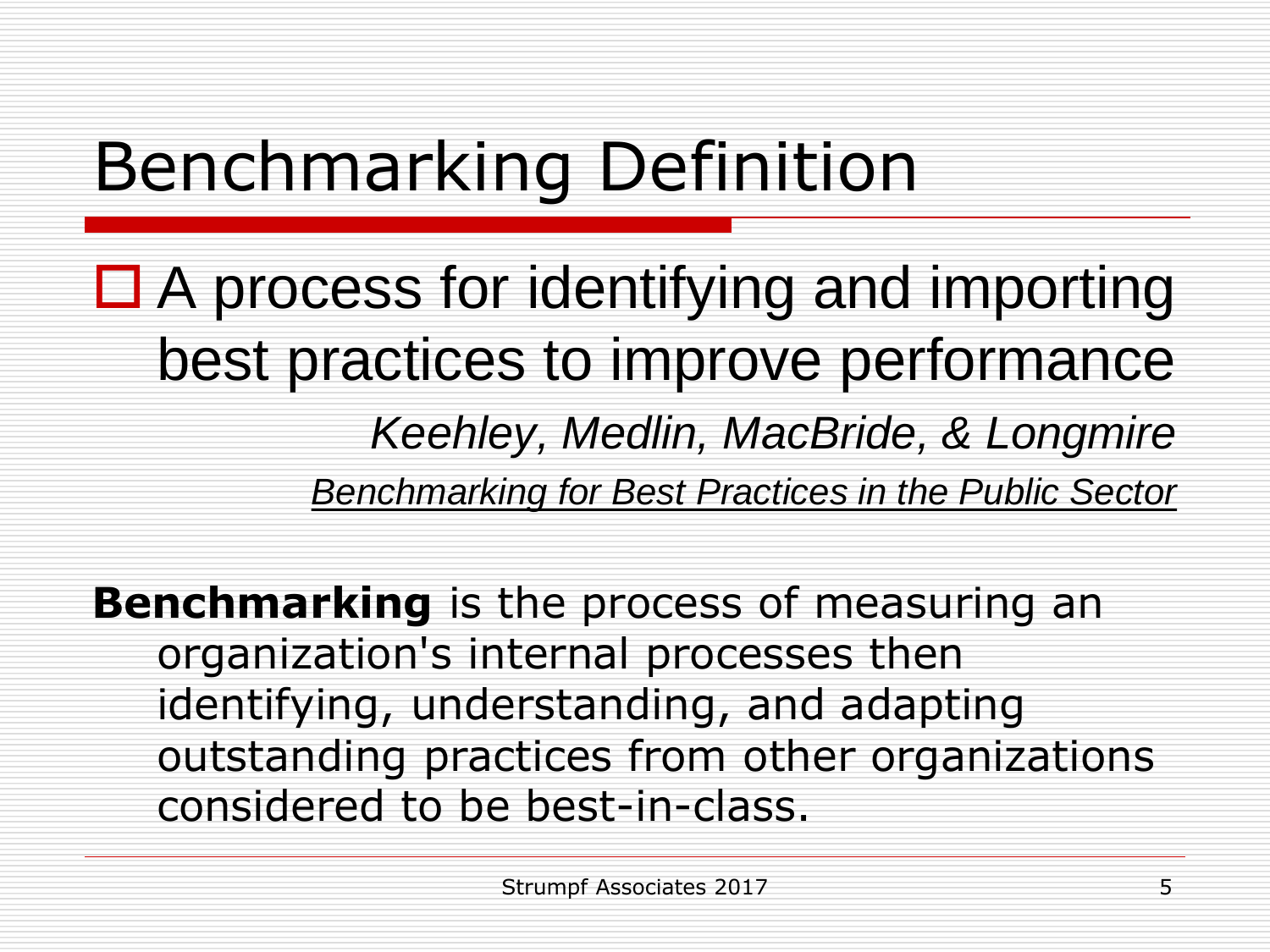# Benchmarking Definition

- A process for identifying and importing best practices to improve performance

  *Keehley, Medlin, MacBride, & Longmire*

  *Benchmarking for Best Practices in the Public Sector*

**Benchmarking** is the process of measuring an organization's internal processes then identifying, understanding, and adapting outstanding practices from other organizations considered to be best-in-class.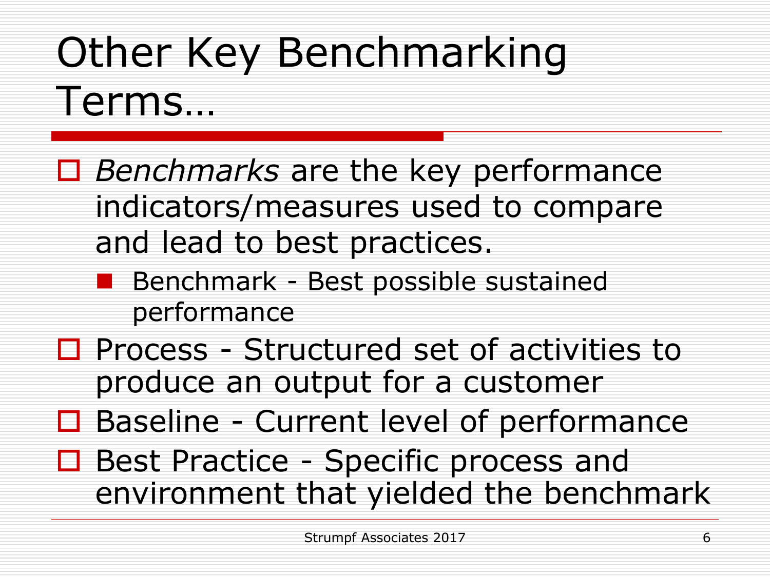# Other Key Benchmarking Terms…

- *Benchmarks* are the key performance indicators/measures used to compare and lead to best practices.
  - Benchmark - Best possible sustained performance
- Process - Structured set of activities to produce an output for a customer
- Baseline - Current level of performance
- Best Practice - Specific process and environment that yielded the benchmark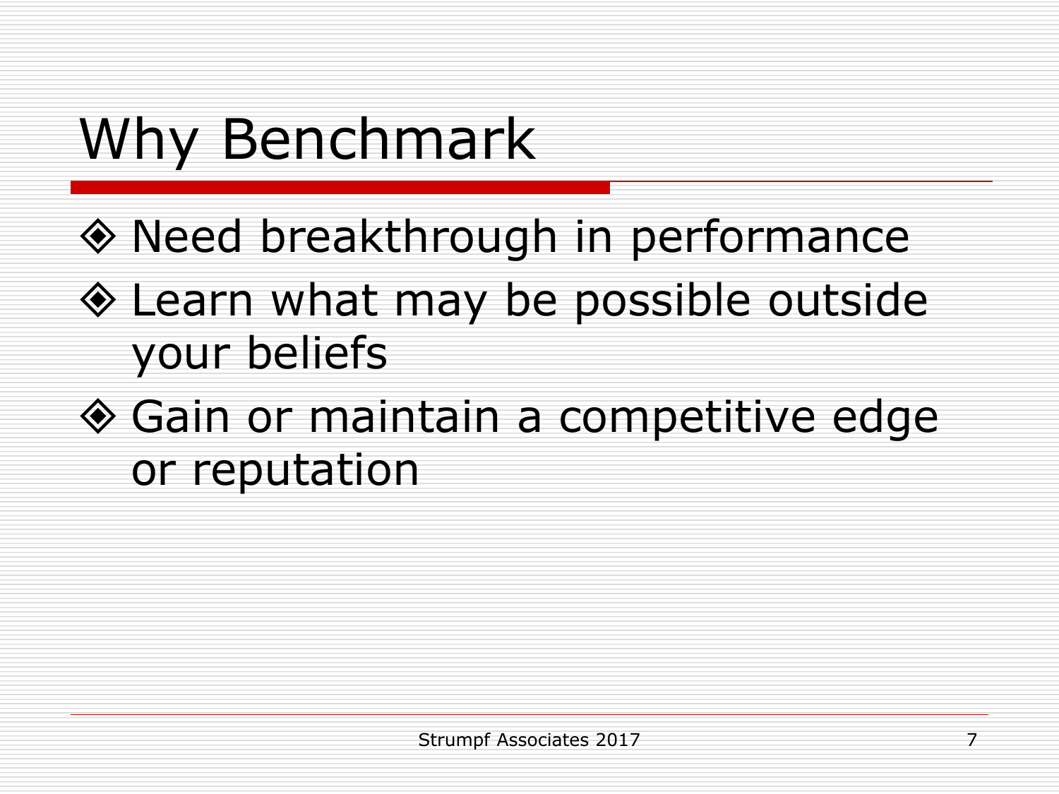# Why Benchmark

- Need breakthrough in performance
- Learn what may be possible outside your beliefs
- Gain or maintain a competitive edge or reputation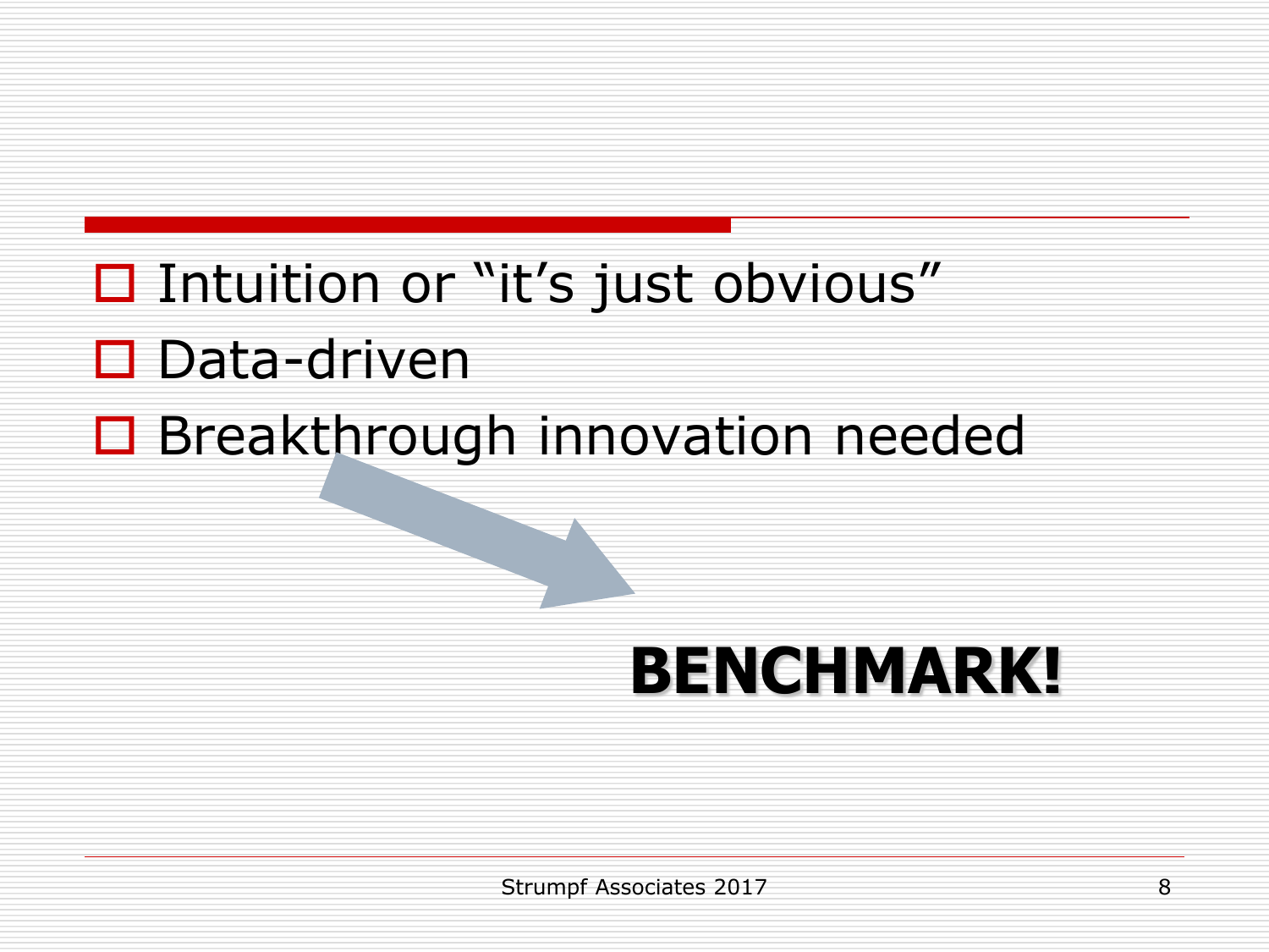- Intuition or “it’s just obvious”
- Data-driven
- Breakthrough innovation needed

**BENCHMARK!**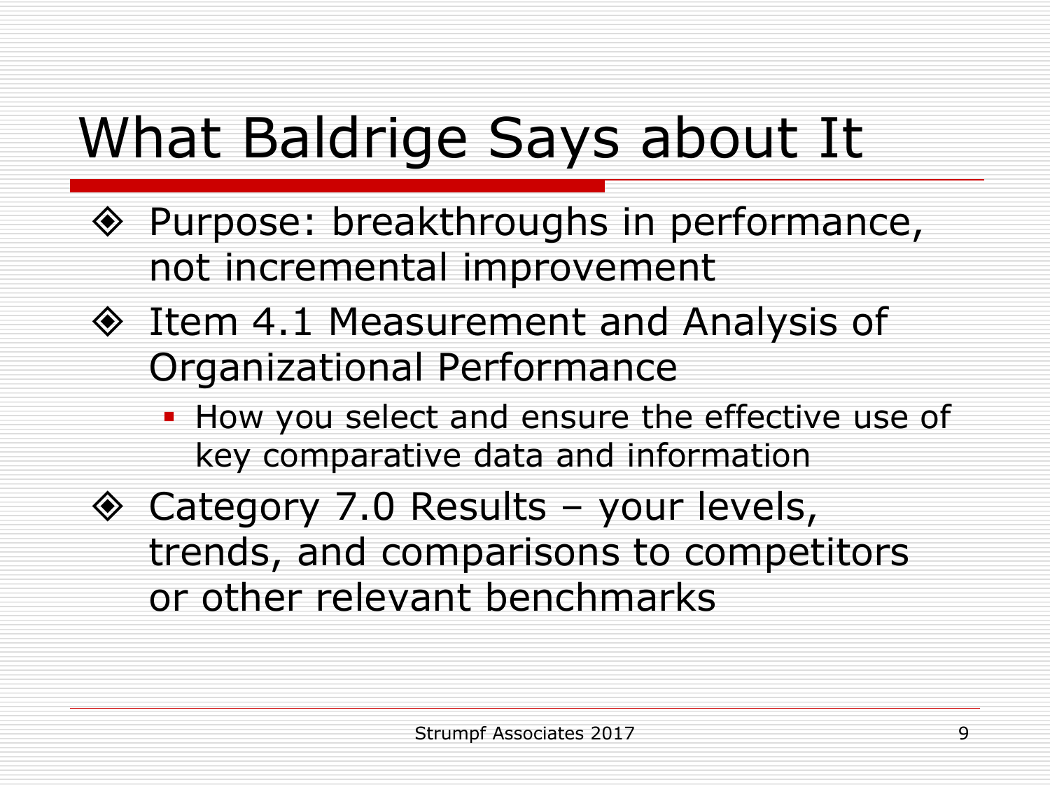# What Baldrige Says about It

- Purpose: breakthroughs in performance, not incremental improvement
- Item 4.1 Measurement and Analysis of Organizational Performance
  - How you select and ensure the effective use of key comparative data and information
- Category 7.0 Results – your levels, trends, and comparisons to competitors or other relevant benchmarks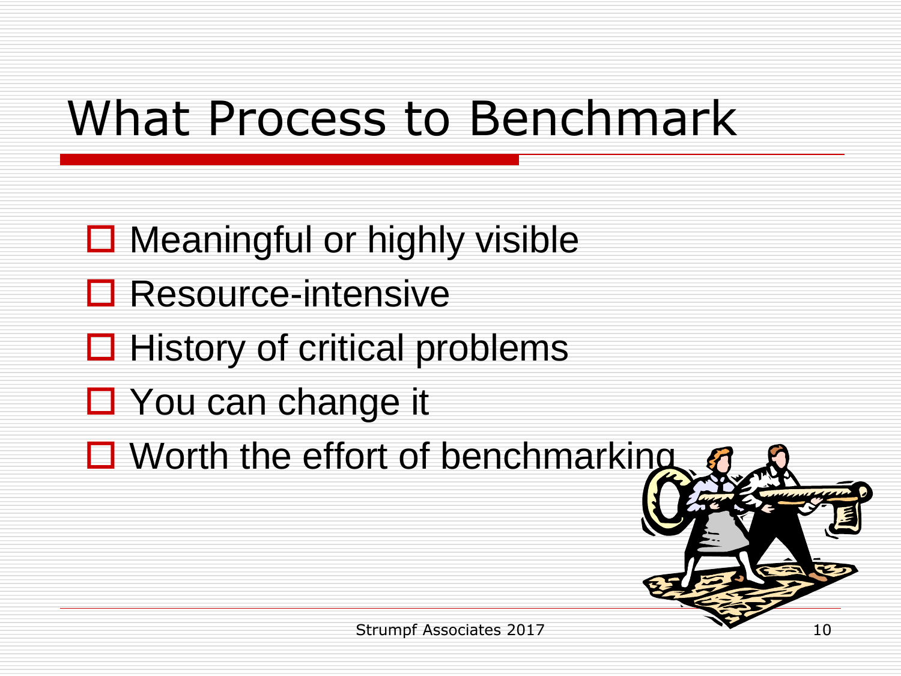# What Process to Benchmark

- Meaningful or highly visible
- Resource-intensive
- History of critical problems
- You can change it
- Worth the effort of benchmarking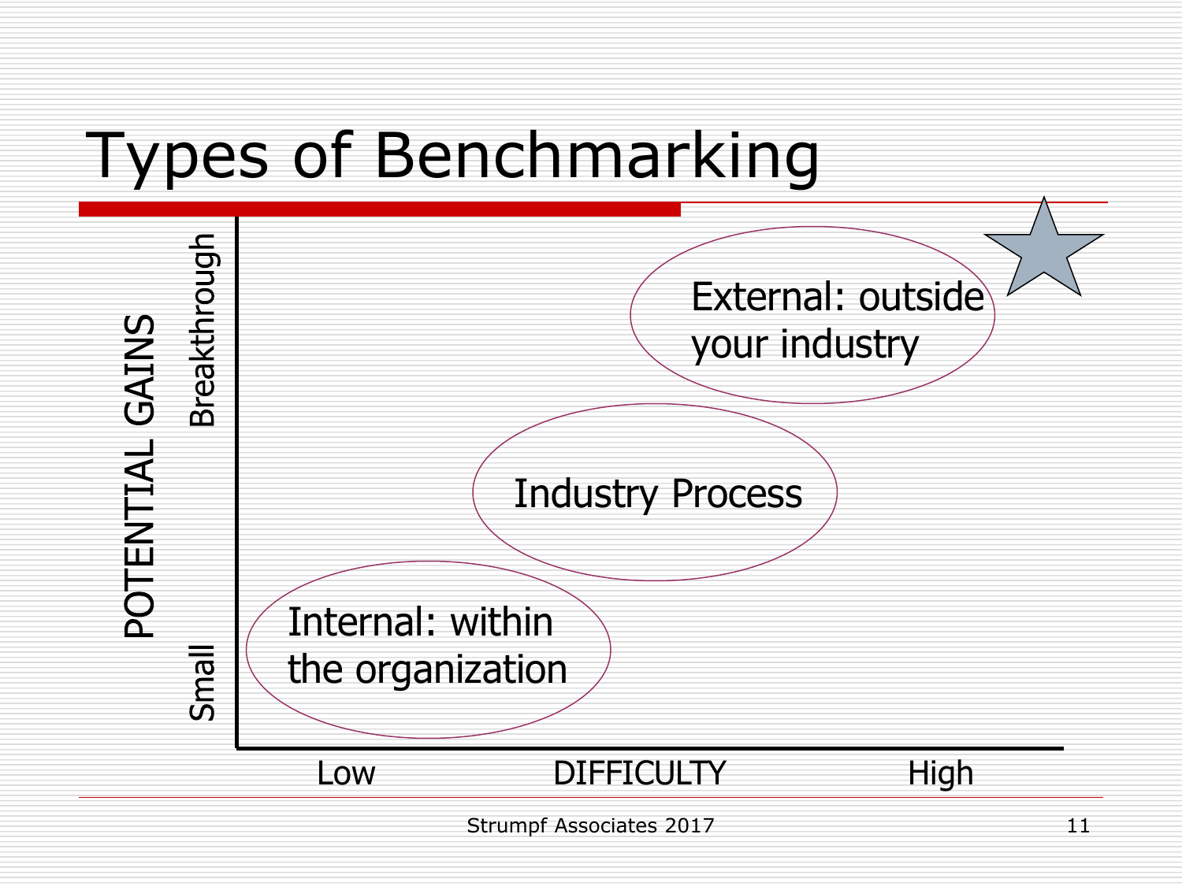# Types of Benchmarking

POTENTIAL GAINS: Small → Breakthrough

DIFFICULTY: Low → High

- Internal: within the organization
- Industry Process
- External: outside your industry

Strumpf Associates 2017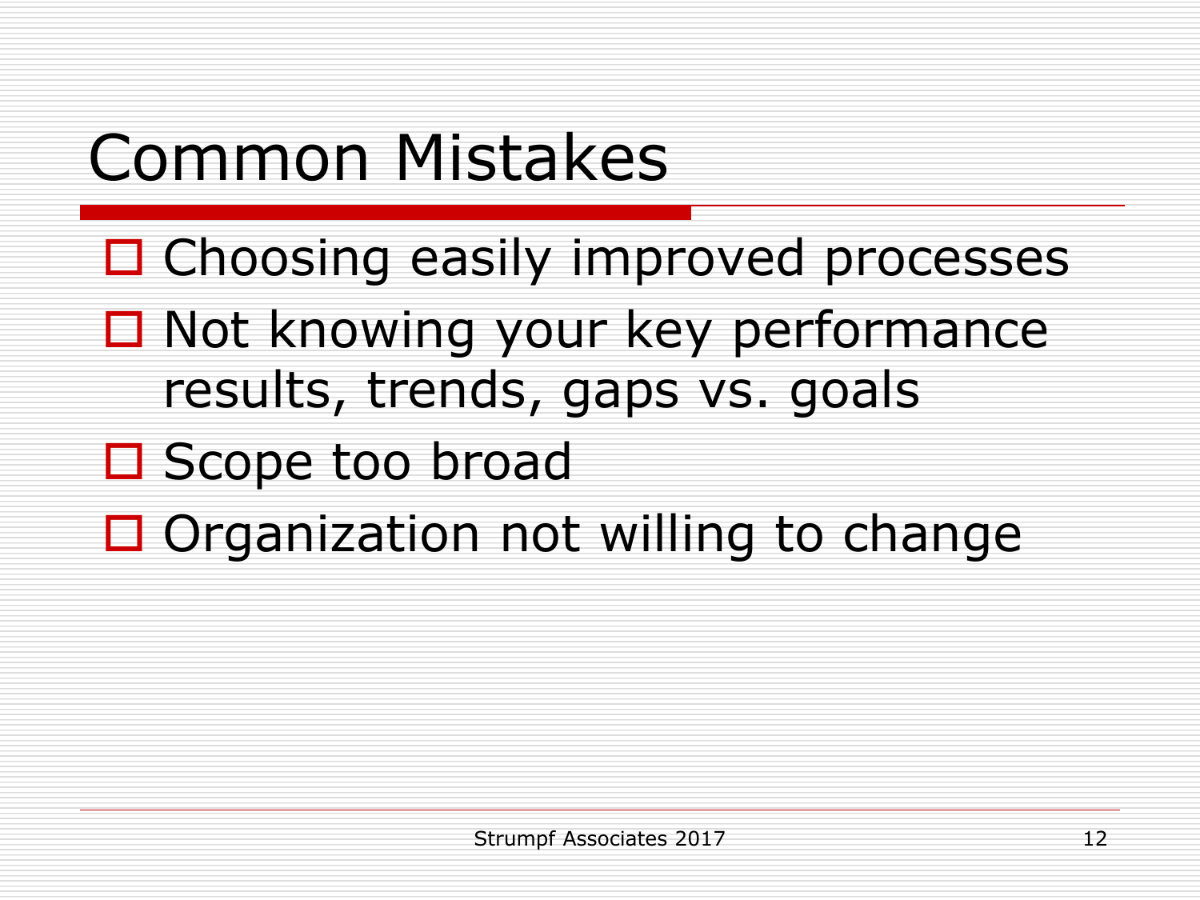# Common Mistakes

- Choosing easily improved processes
- Not knowing your key performance results, trends, gaps vs. goals
- Scope too broad
- Organization not willing to change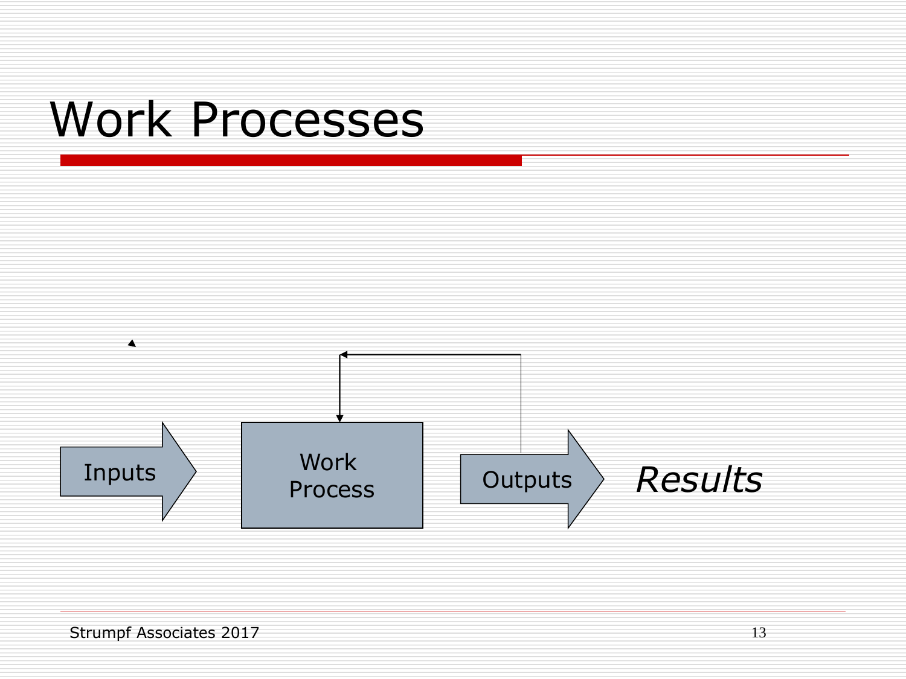# Work Processes

Inputs → Work Process → Outputs → *Results*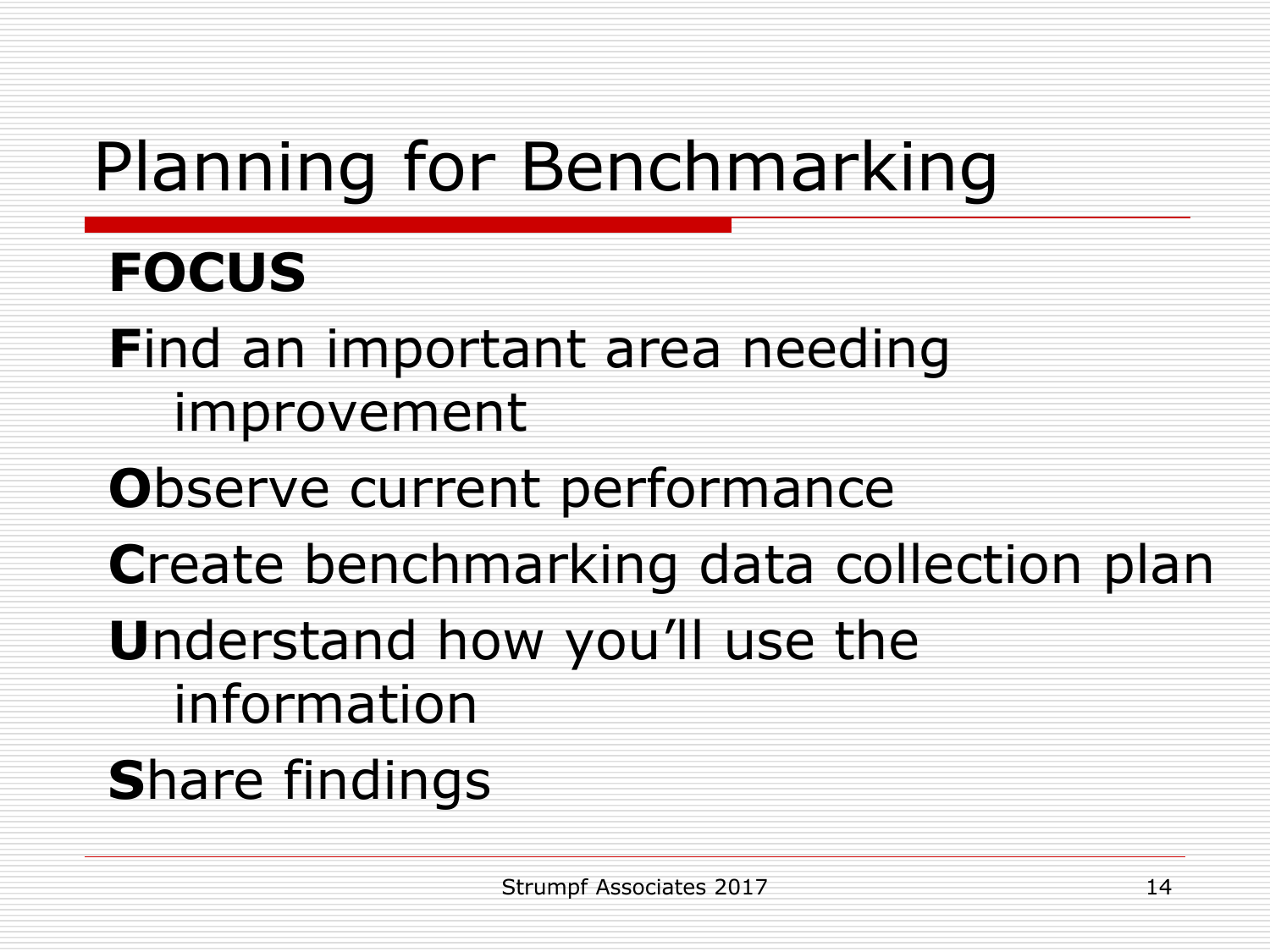# Planning for Benchmarking

**FOCUS**

**F**ind an important area needing improvement

**O**bserve current performance

**C**reate benchmarking data collection plan

**U**nderstand how you'll use the information

**S**hare findings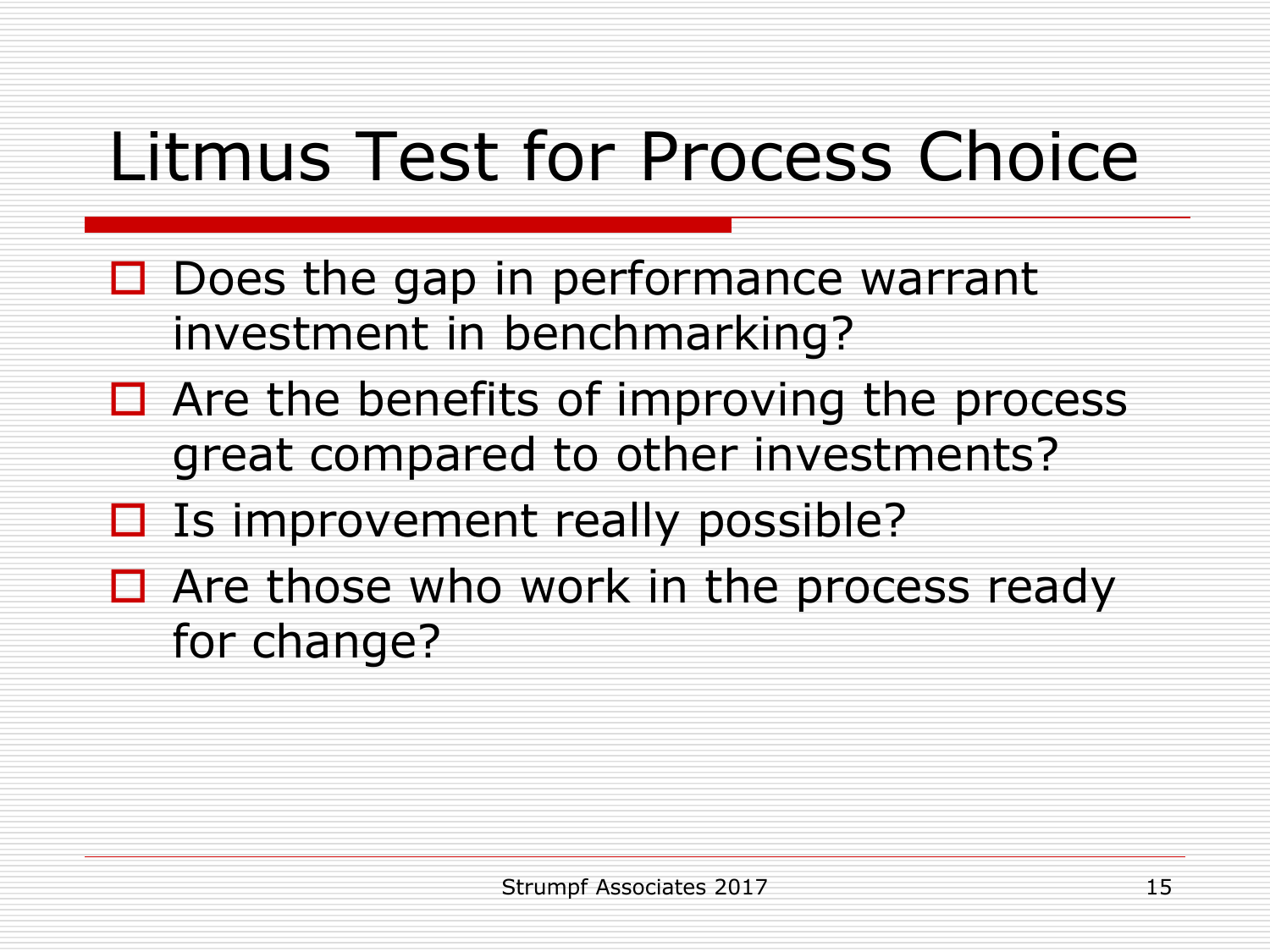# Litmus Test for Process Choice

- Does the gap in performance warrant investment in benchmarking?
- Are the benefits of improving the process great compared to other investments?
- Is improvement really possible?
- Are those who work in the process ready for change?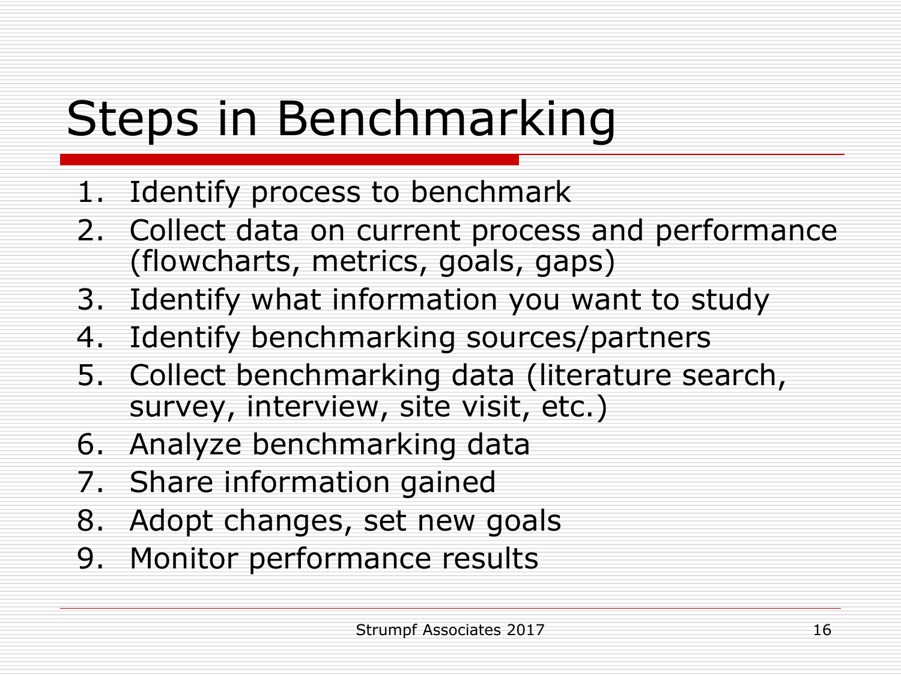# Steps in Benchmarking

1. Identify process to benchmark
2. Collect data on current process and performance (flowcharts, metrics, goals, gaps)
3. Identify what information you want to study
4. Identify benchmarking sources/partners
5. Collect benchmarking data (literature search, survey, interview, site visit, etc.)
6. Analyze benchmarking data
7. Share information gained
8. Adopt changes, set new goals
9. Monitor performance results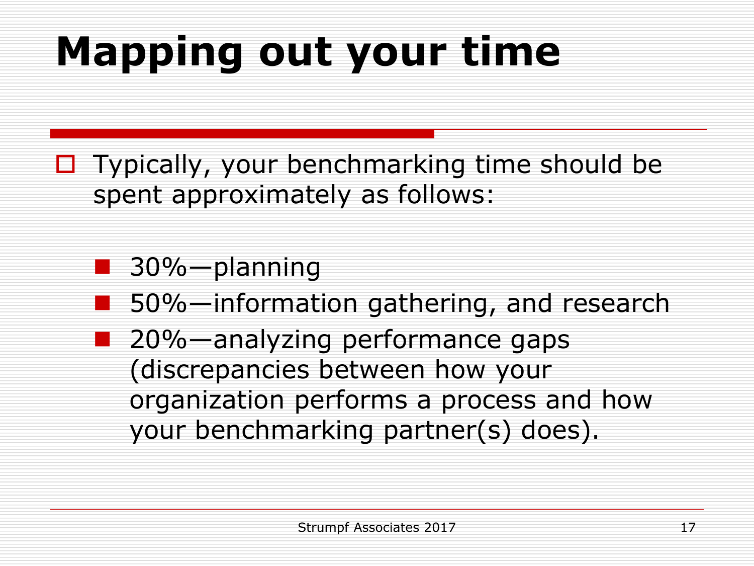# Mapping out your time

- Typically, your benchmarking time should be spent approximately as follows:
  - 30%—planning
  - 50%—information gathering, and research
  - 20%—analyzing performance gaps (discrepancies between how your organization performs a process and how your benchmarking partner(s) does).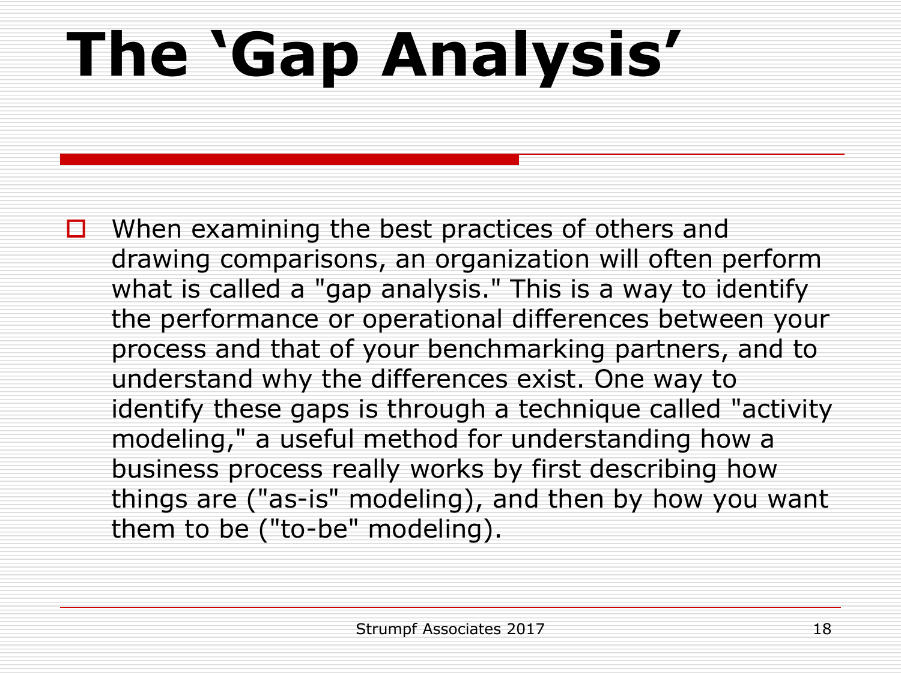# The 'Gap Analysis'

- When examining the best practices of others and drawing comparisons, an organization will often perform what is called a "gap analysis." This is a way to identify the performance or operational differences between your process and that of your benchmarking partners, and to understand why the differences exist. One way to identify these gaps is through a technique called "activity modeling," a useful method for understanding how a business process really works by first describing how things are ("as-is" modeling), and then by how you want them to be ("to-be" modeling).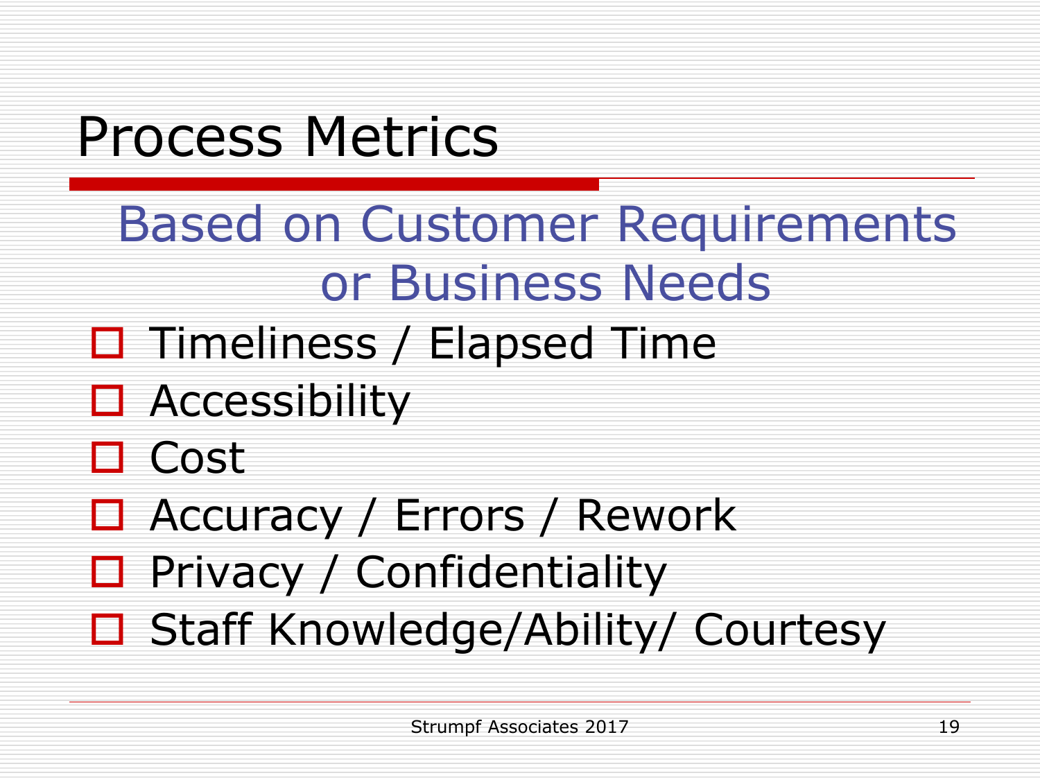# Process Metrics

## Based on Customer Requirements or Business Needs

- Timeliness / Elapsed Time
- Accessibility
- Cost
- Accuracy / Errors / Rework
- Privacy / Confidentiality
- Staff Knowledge/Ability/ Courtesy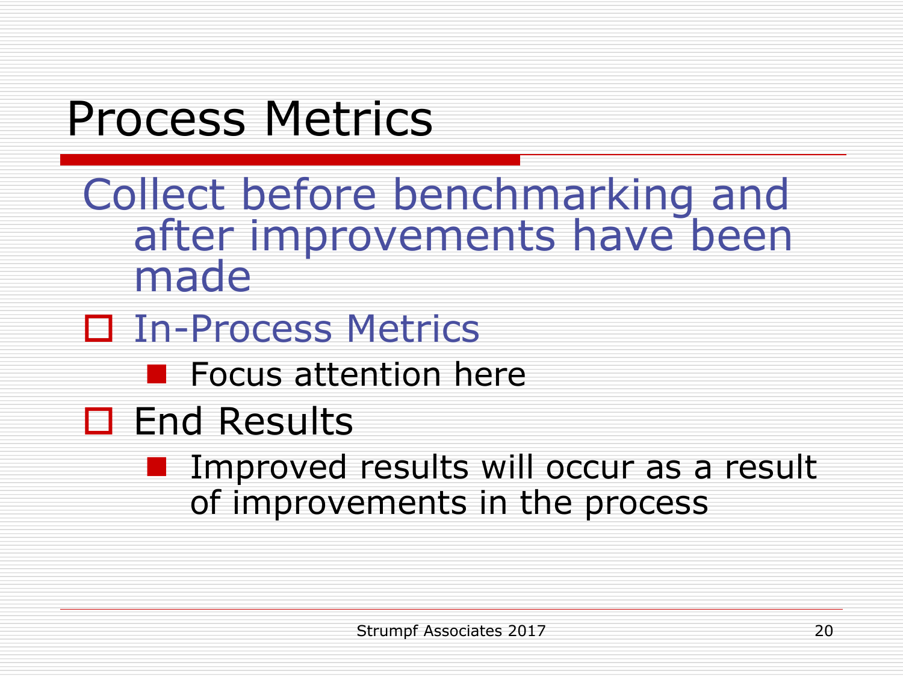# Process Metrics

Collect before benchmarking and after improvements have been made

- In-Process Metrics
  - Focus attention here
- End Results
  - Improved results will occur as a result of improvements in the process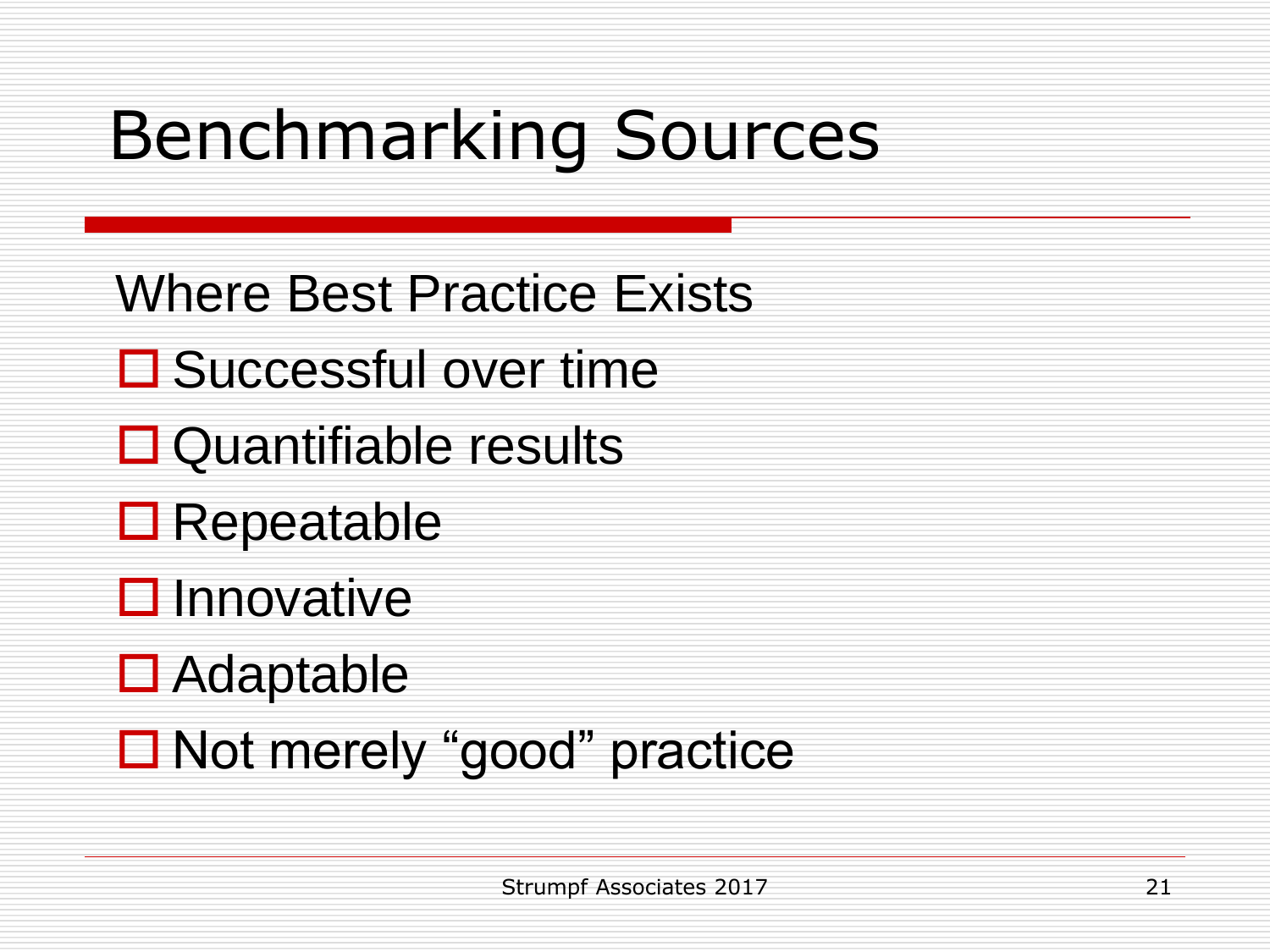# Benchmarking Sources

Where Best Practice Exists

- Successful over time
- Quantifiable results
- Repeatable
- Innovative
- Adaptable
- Not merely "good" practice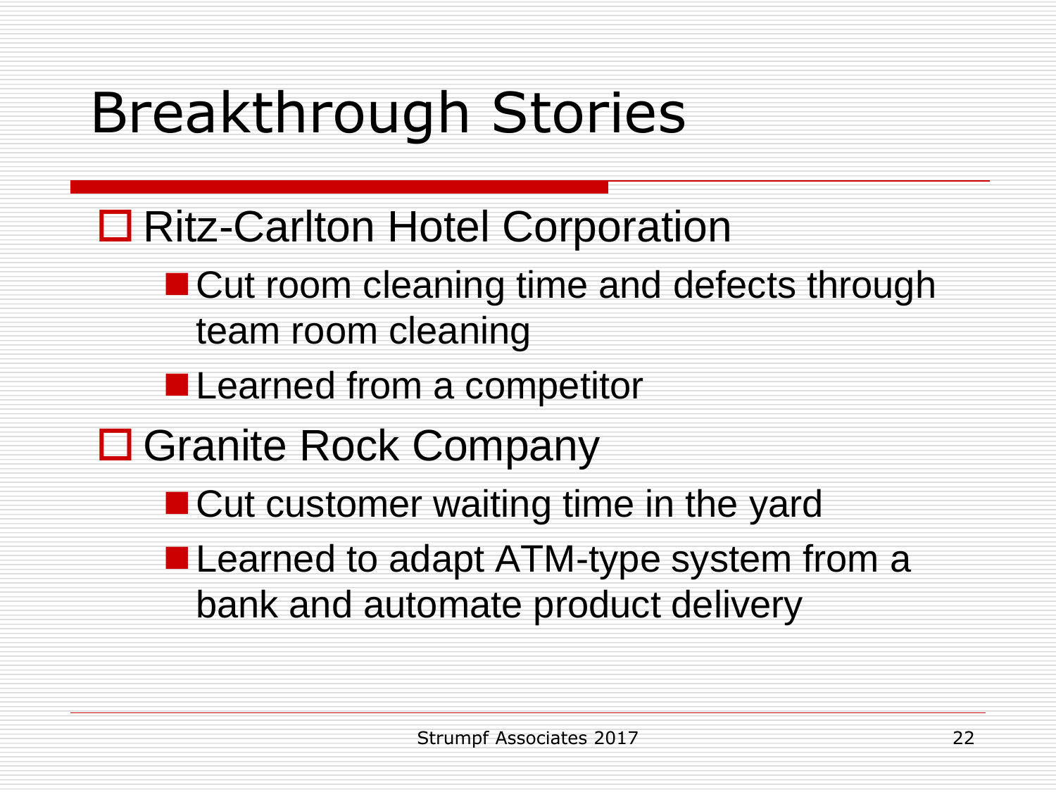# Breakthrough Stories

- Ritz-Carlton Hotel Corporation
  - Cut room cleaning time and defects through team room cleaning
  - Learned from a competitor
- Granite Rock Company
  - Cut customer waiting time in the yard
  - Learned to adapt ATM-type system from a bank and automate product delivery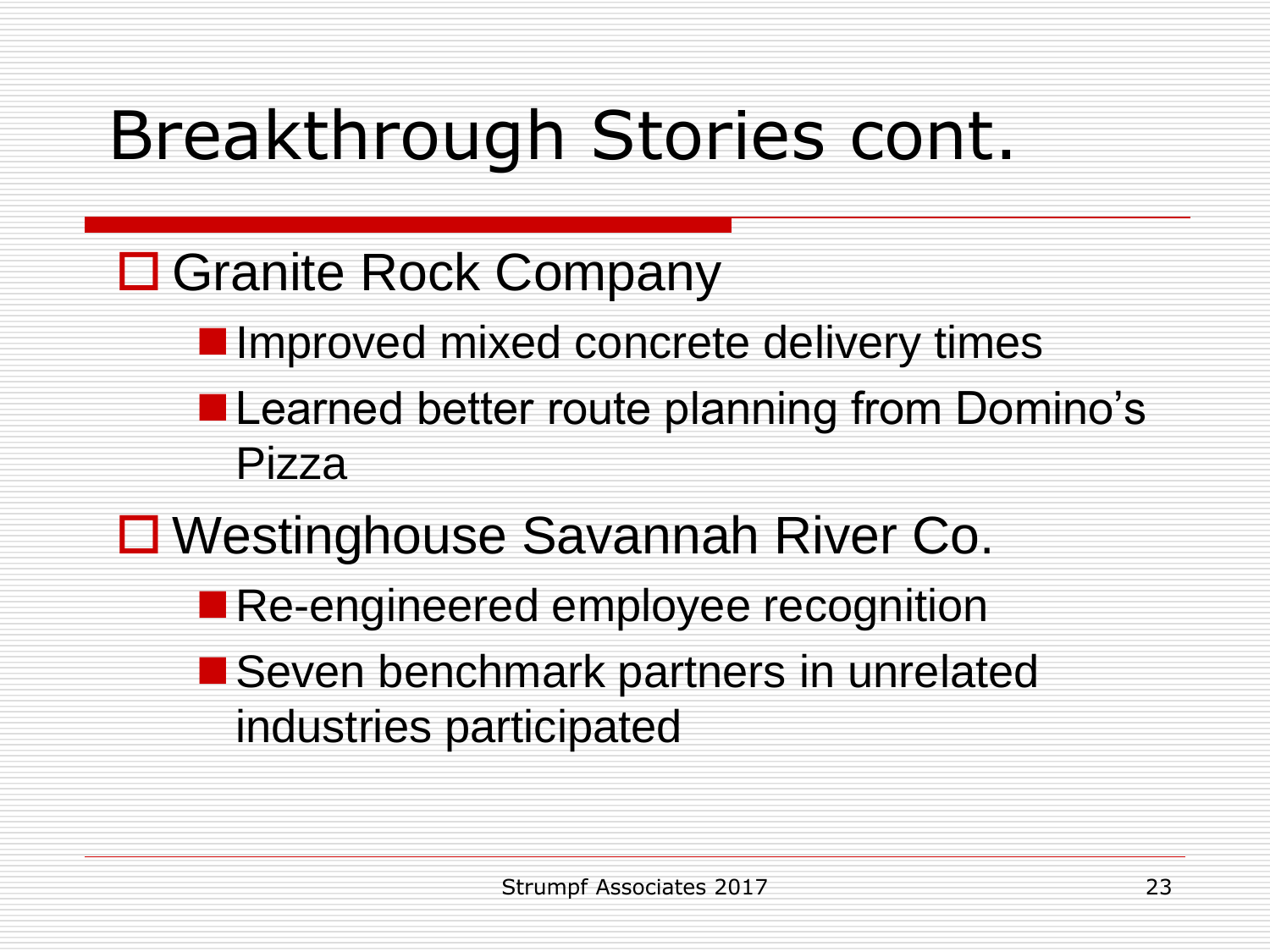# Breakthrough Stories cont.

- Granite Rock Company
  - Improved mixed concrete delivery times
  - Learned better route planning from Domino's Pizza
- Westinghouse Savannah River Co.
  - Re-engineered employee recognition
  - Seven benchmark partners in unrelated industries participated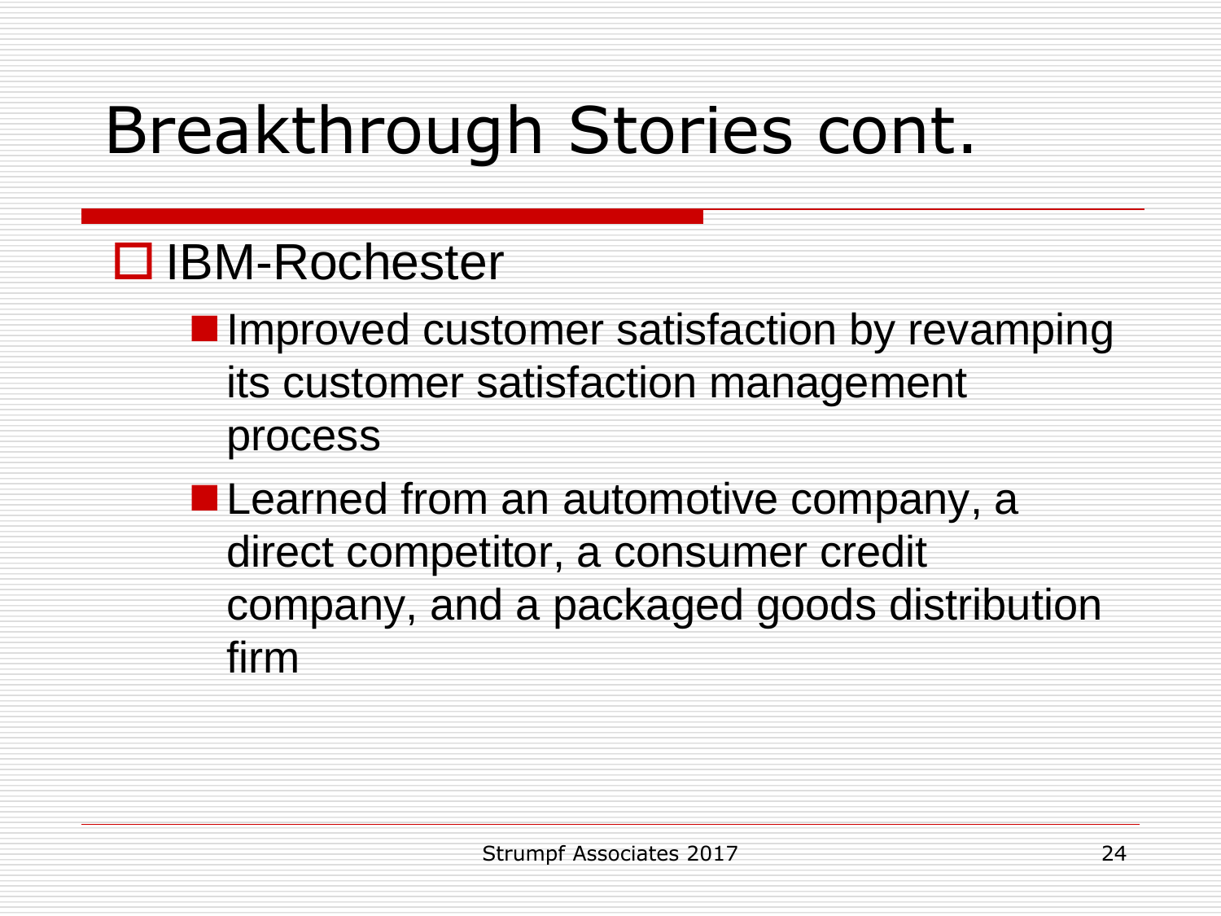# Breakthrough Stories cont.

- IBM-Rochester
  - Improved customer satisfaction by revamping its customer satisfaction management process
  - Learned from an automotive company, a direct competitor, a consumer credit company, and a packaged goods distribution firm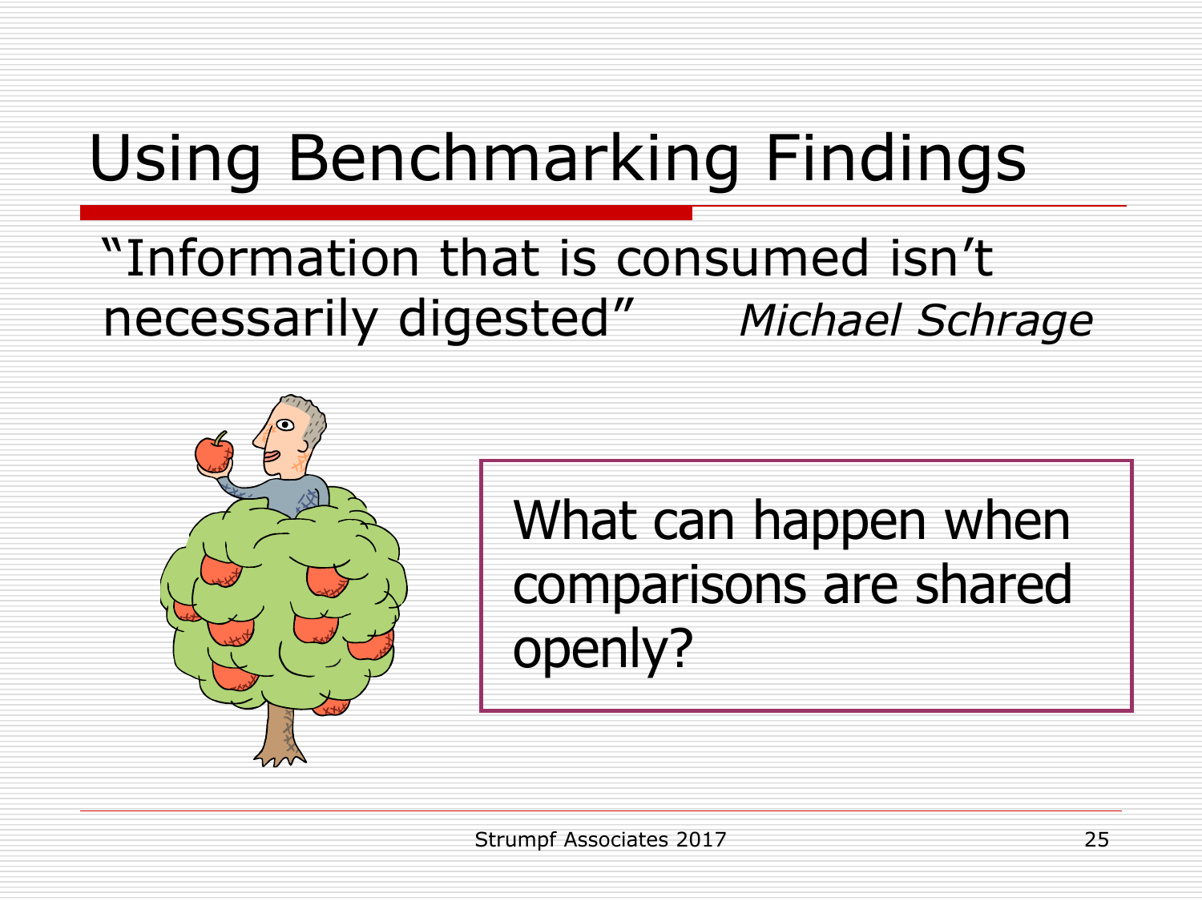# Using Benchmarking Findings

"Information that is consumed isn't necessarily digested" *Michael Schrage*

What can happen when comparisons are shared openly?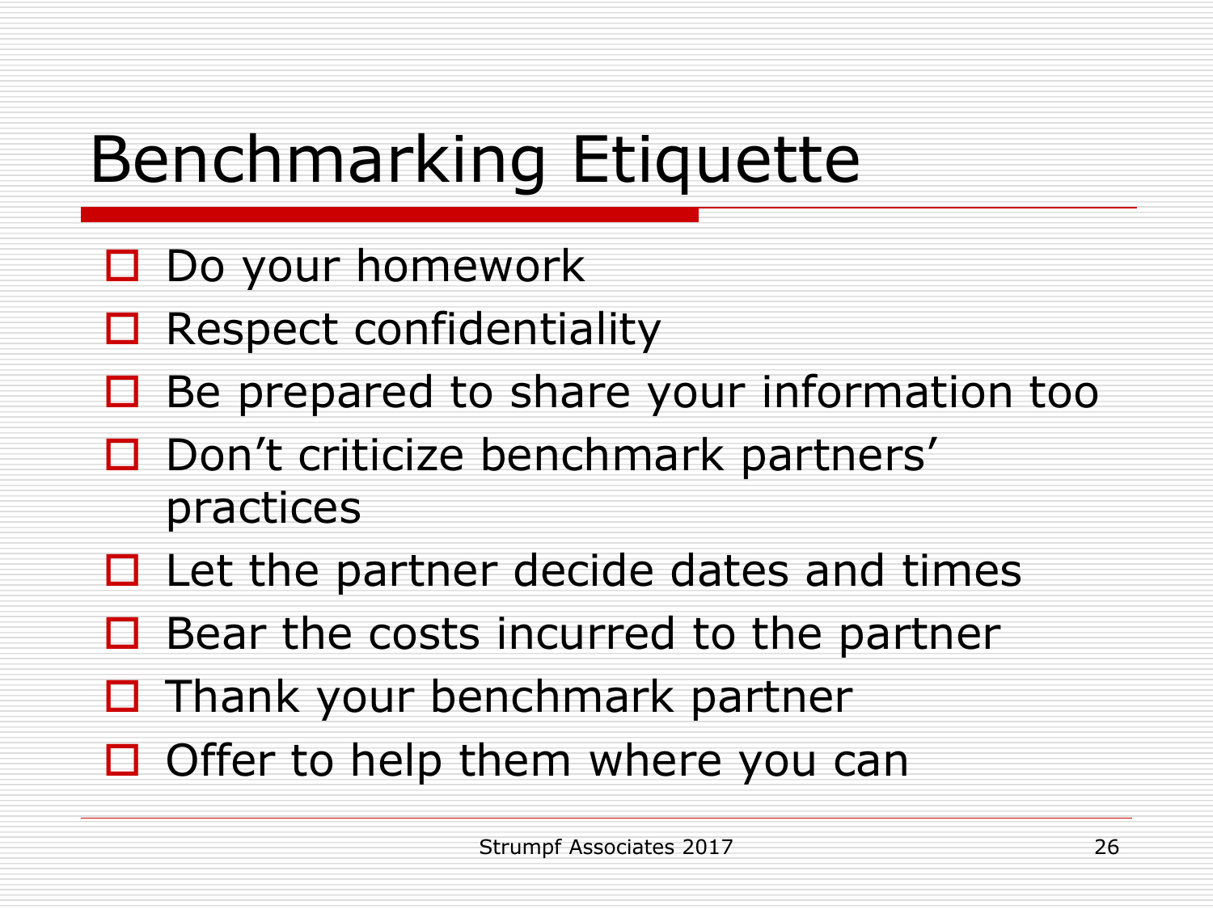# Benchmarking Etiquette

- Do your homework
- Respect confidentiality
- Be prepared to share your information too
- Don’t criticize benchmark partners’ practices
- Let the partner decide dates and times
- Bear the costs incurred to the partner
- Thank your benchmark partner
- Offer to help them where you can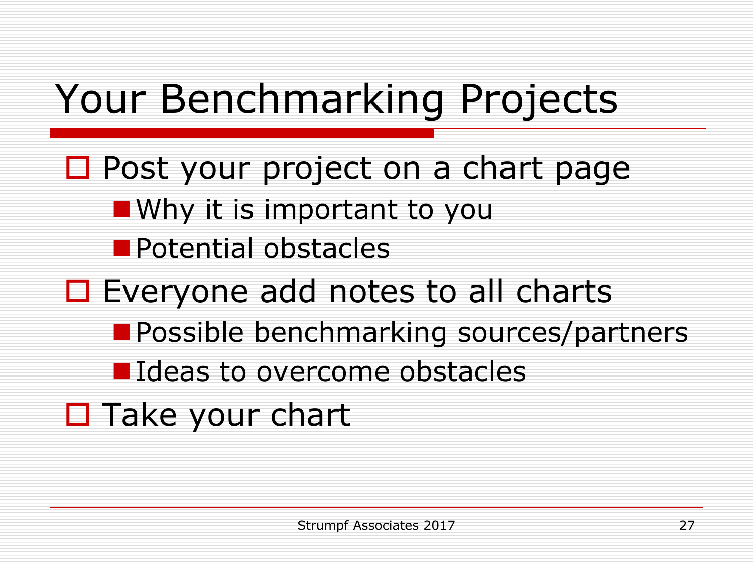# Your Benchmarking Projects

- Post your project on a chart page
  - Why it is important to you
  - Potential obstacles
- Everyone add notes to all charts
  - Possible benchmarking sources/partners
  - Ideas to overcome obstacles
- Take your chart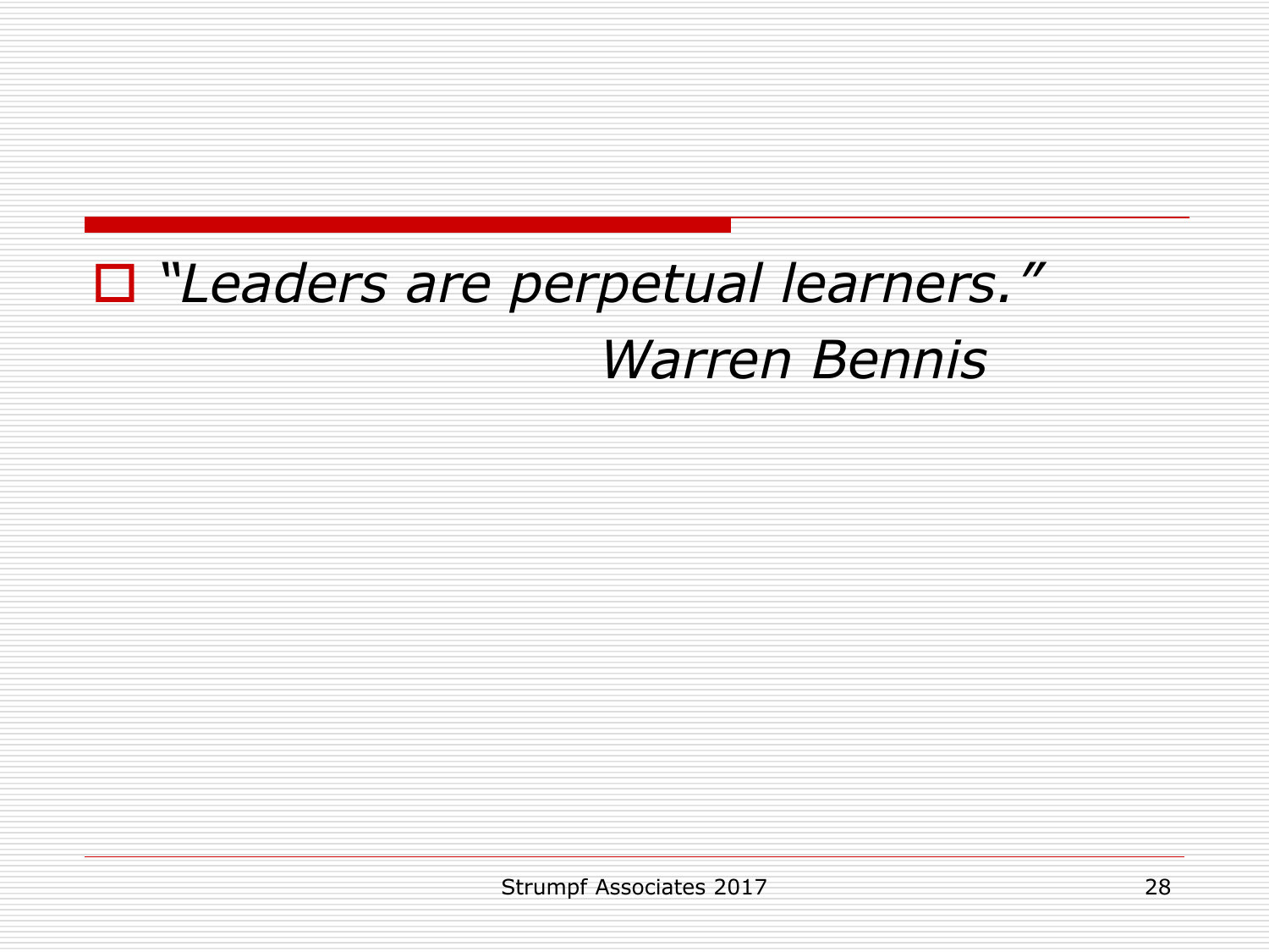- *"Leaders are perpetual learners."*

  *Warren Bennis*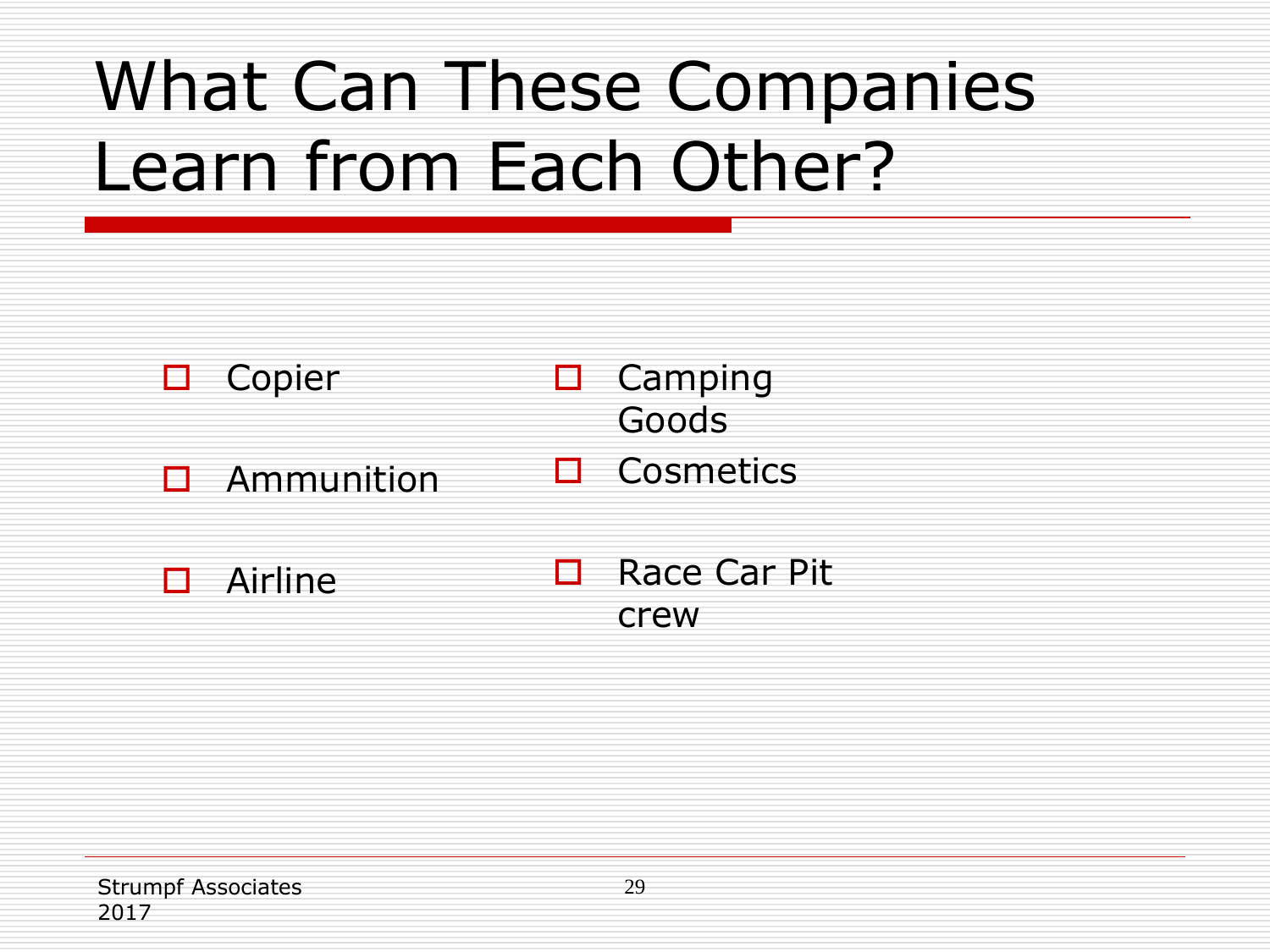# What Can These Companies Learn from Each Other?

- Copier
- Ammunition
- Airline
- Camping Goods
- Cosmetics
- Race Car Pit crew

Strumpf Associates 2017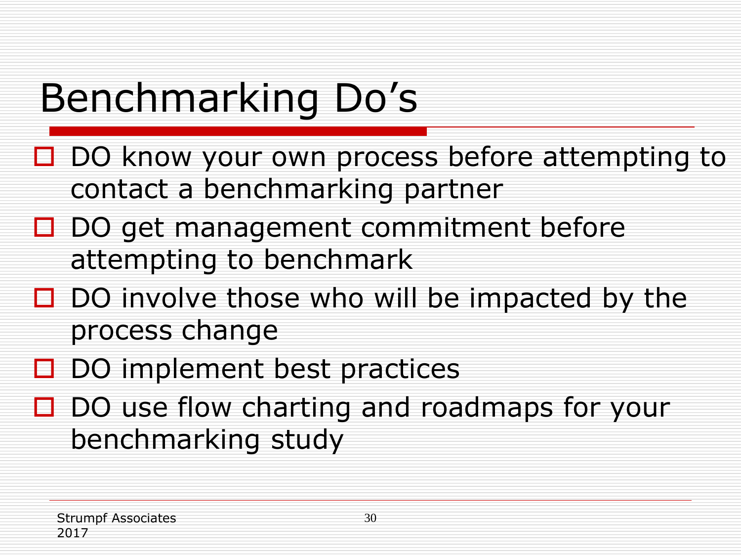# Benchmarking Do's

- DO know your own process before attempting to contact a benchmarking partner
- DO get management commitment before attempting to benchmark
- DO involve those who will be impacted by the process change
- DO implement best practices
- DO use flow charting and roadmaps for your benchmarking study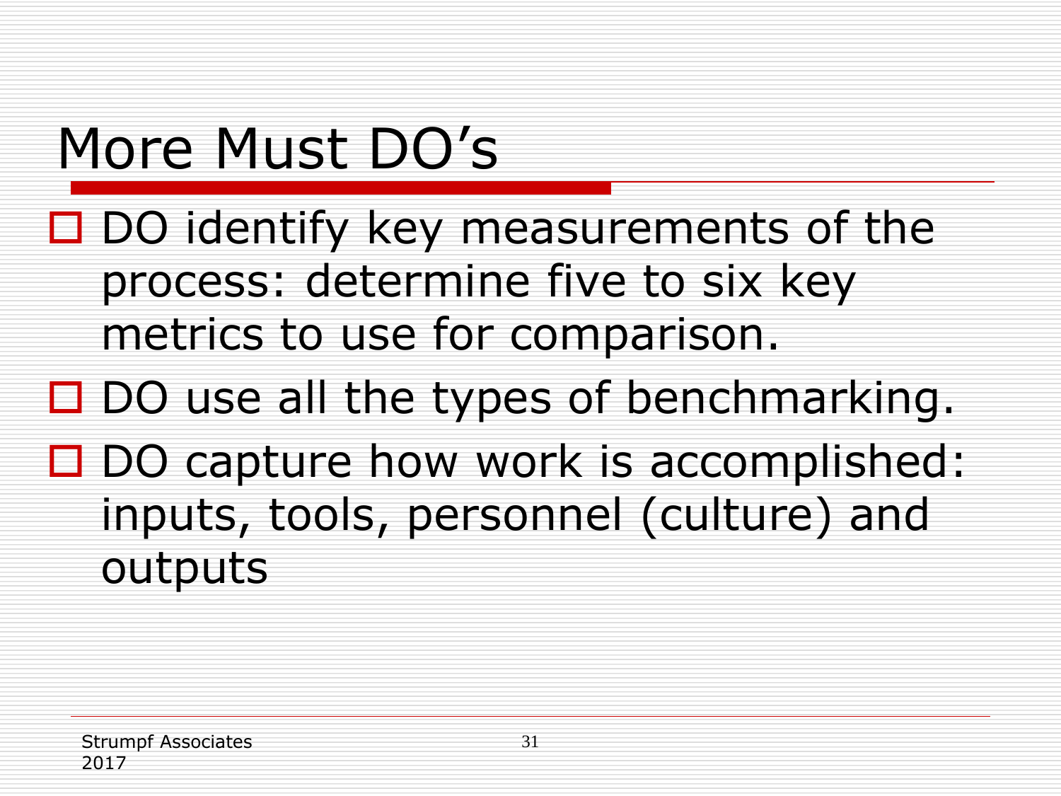# More Must DO’s

- DO identify key measurements of the process: determine five to six key metrics to use for comparison.
- DO use all the types of benchmarking.
- DO capture how work is accomplished: inputs, tools, personnel (culture) and outputs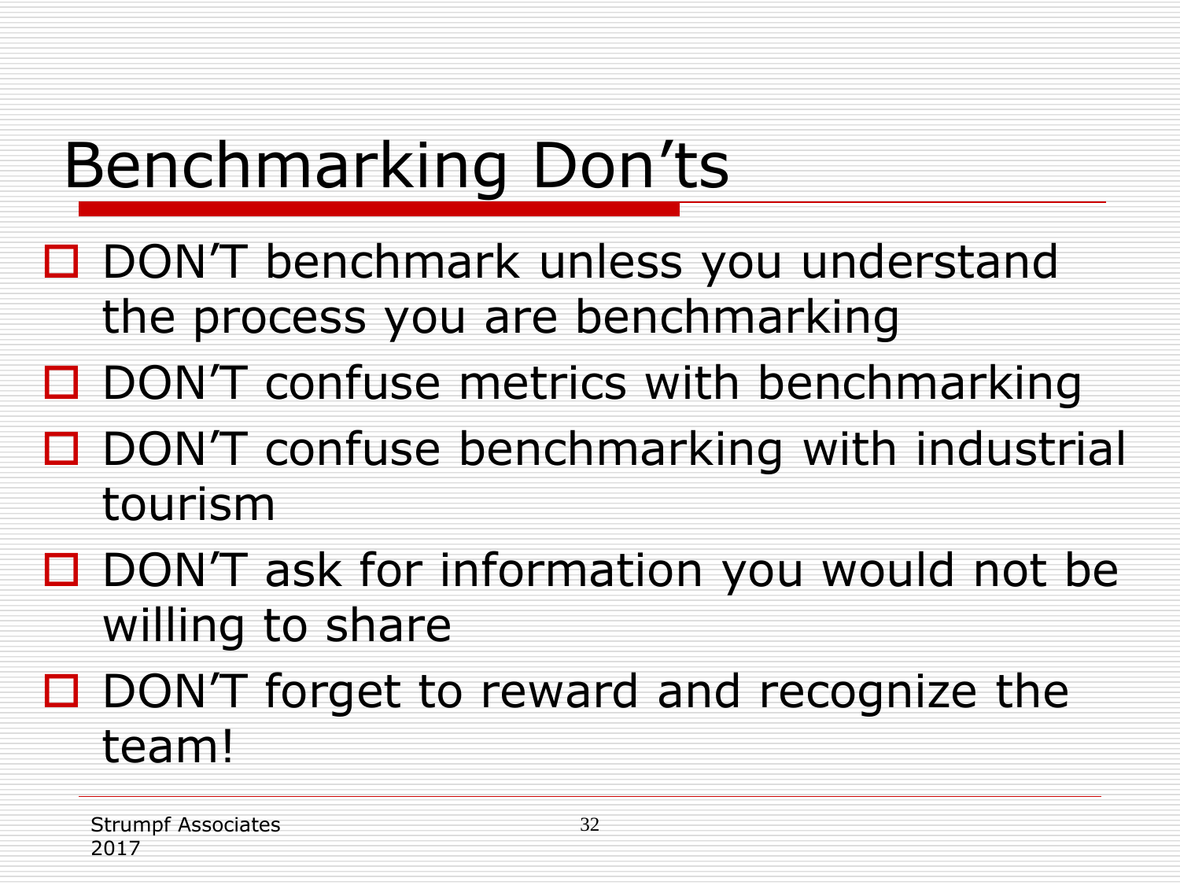# Benchmarking Don'ts

- DON'T benchmark unless you understand the process you are benchmarking
- DON'T confuse metrics with benchmarking
- DON'T confuse benchmarking with industrial tourism
- DON'T ask for information you would not be willing to share
- DON'T forget to reward and recognize the team!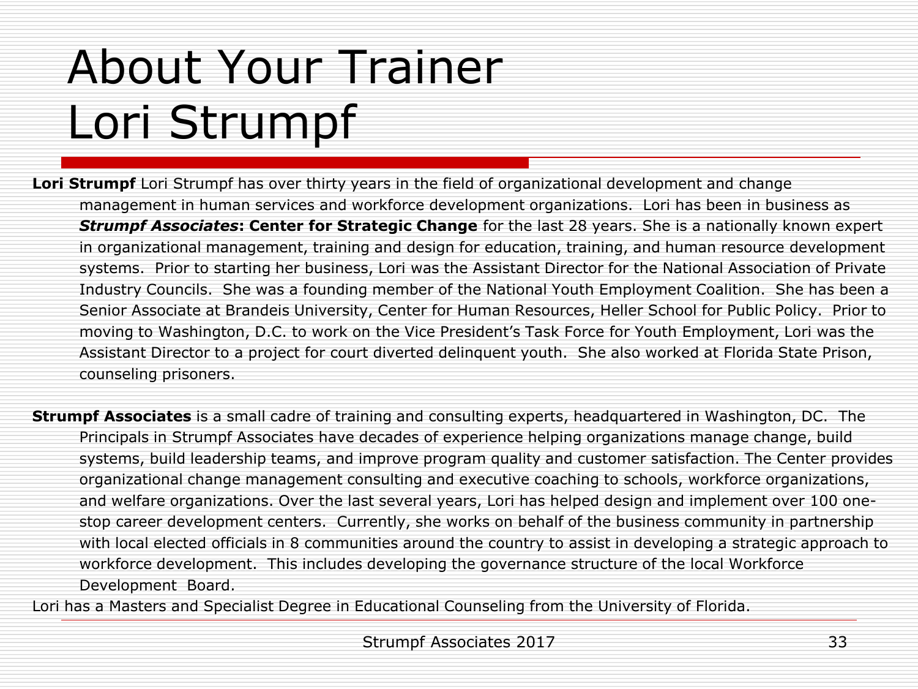# About Your Trainer Lori Strumpf

**Lori Strumpf** Lori Strumpf has over thirty years in the field of organizational development and change management in human services and workforce development organizations. Lori has been in business as ***Strumpf Associates*: Center for Strategic Change** for the last 28 years. She is a nationally known expert in organizational management, training and design for education, training, and human resource development systems. Prior to starting her business, Lori was the Assistant Director for the National Association of Private Industry Councils. She was a founding member of the National Youth Employment Coalition. She has been a Senior Associate at Brandeis University, Center for Human Resources, Heller School for Public Policy. Prior to moving to Washington, D.C. to work on the Vice President's Task Force for Youth Employment, Lori was the Assistant Director to a project for court diverted delinquent youth. She also worked at Florida State Prison, counseling prisoners.

**Strumpf Associates** is a small cadre of training and consulting experts, headquartered in Washington, DC. The Principals in Strumpf Associates have decades of experience helping organizations manage change, build systems, build leadership teams, and improve program quality and customer satisfaction. The Center provides organizational change management consulting and executive coaching to schools, workforce organizations, and welfare organizations. Over the last several years, Lori has helped design and implement over 100 one-stop career development centers. Currently, she works on behalf of the business community in partnership with local elected officials in 8 communities around the country to assist in developing a strategic approach to workforce development. This includes developing the governance structure of the local Workforce Development Board.

Lori has a Masters and Specialist Degree in Educational Counseling from the University of Florida.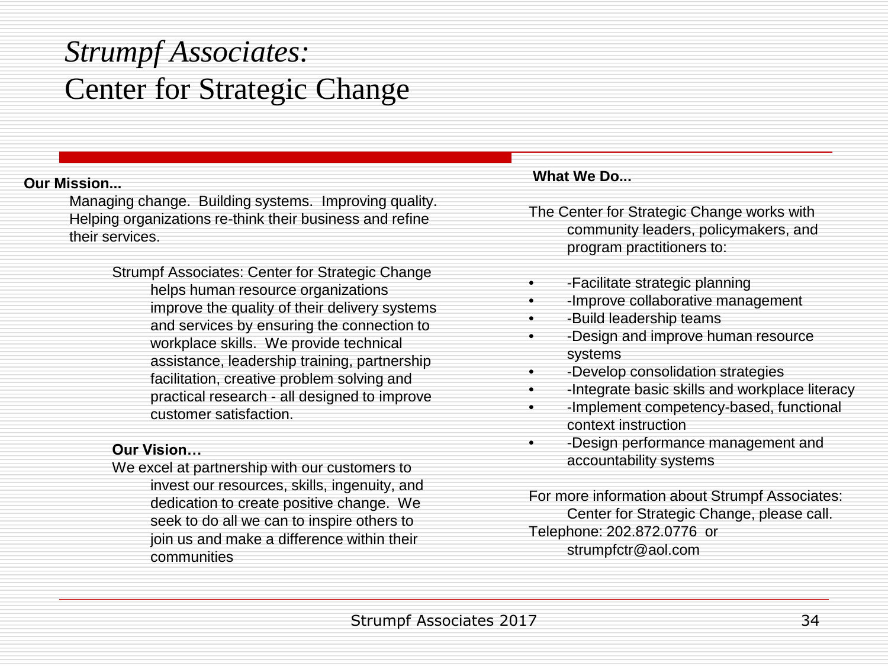# *Strumpf Associates:* Center for Strategic Change

**Our Mission...**

Managing change. Building systems. Improving quality. Helping organizations re-think their business and refine their services.

Strumpf Associates: Center for Strategic Change helps human resource organizations improve the quality of their delivery systems and services by ensuring the connection to workplace skills. We provide technical assistance, leadership training, partnership facilitation, creative problem solving and practical research - all designed to improve customer satisfaction.

**Our Vision…**

We excel at partnership with our customers to invest our resources, skills, ingenuity, and dedication to create positive change. We seek to do all we can to inspire others to join us and make a difference within their communities

**What We Do...**

The Center for Strategic Change works with community leaders, policymakers, and program practitioners to:

- -Facilitate strategic planning
- -Improve collaborative management
- -Build leadership teams
- -Design and improve human resource systems
- -Develop consolidation strategies
- -Integrate basic skills and workplace literacy
- -Implement competency-based, functional context instruction
- -Design performance management and accountability systems

For more information about Strumpf Associates: Center for Strategic Change, please call.
Telephone: 202.872.0776 or strumpfctr@aol.com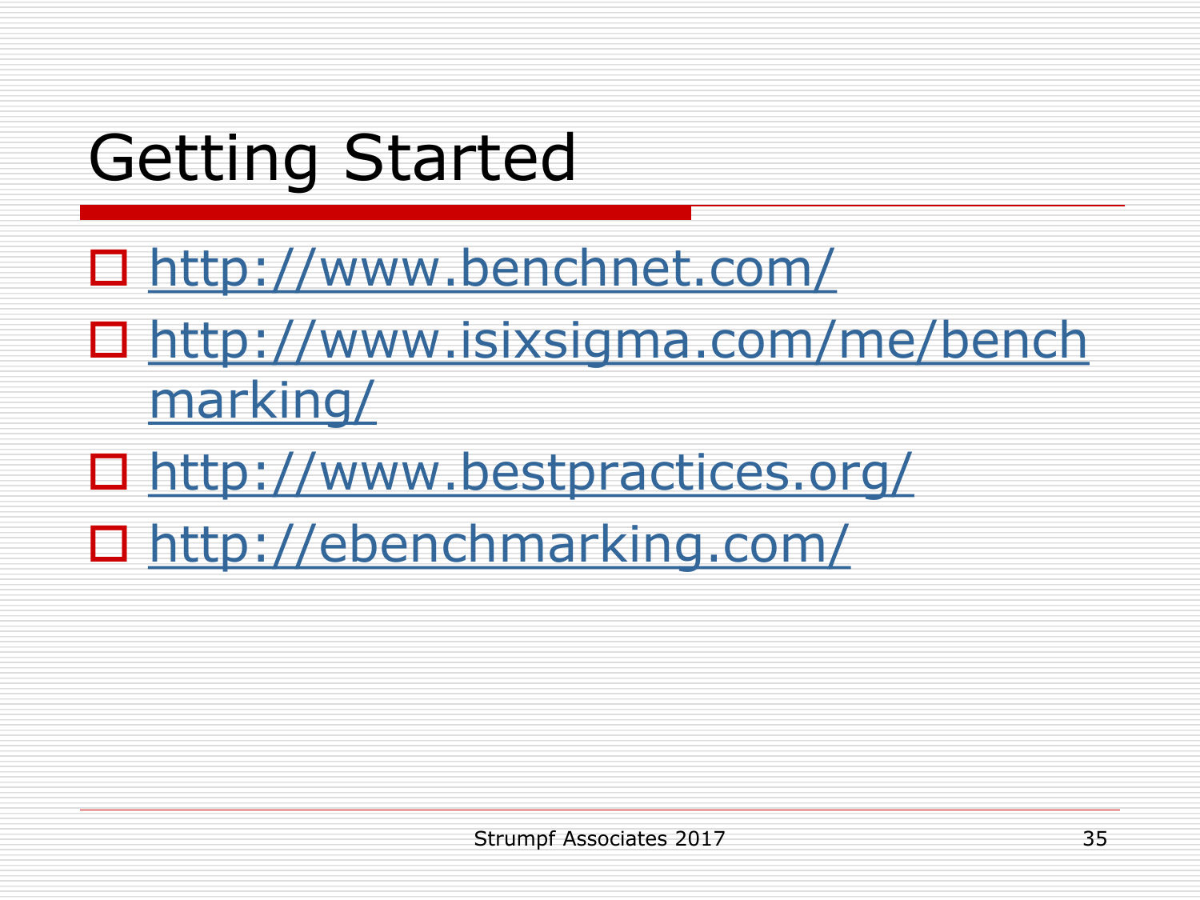# Getting Started

- http://www.benchnet.com/
- http://www.isixsigma.com/me/benchmarking/
- http://www.bestpractices.org/
- http://ebenchmarking.com/

Strumpf Associates 2017